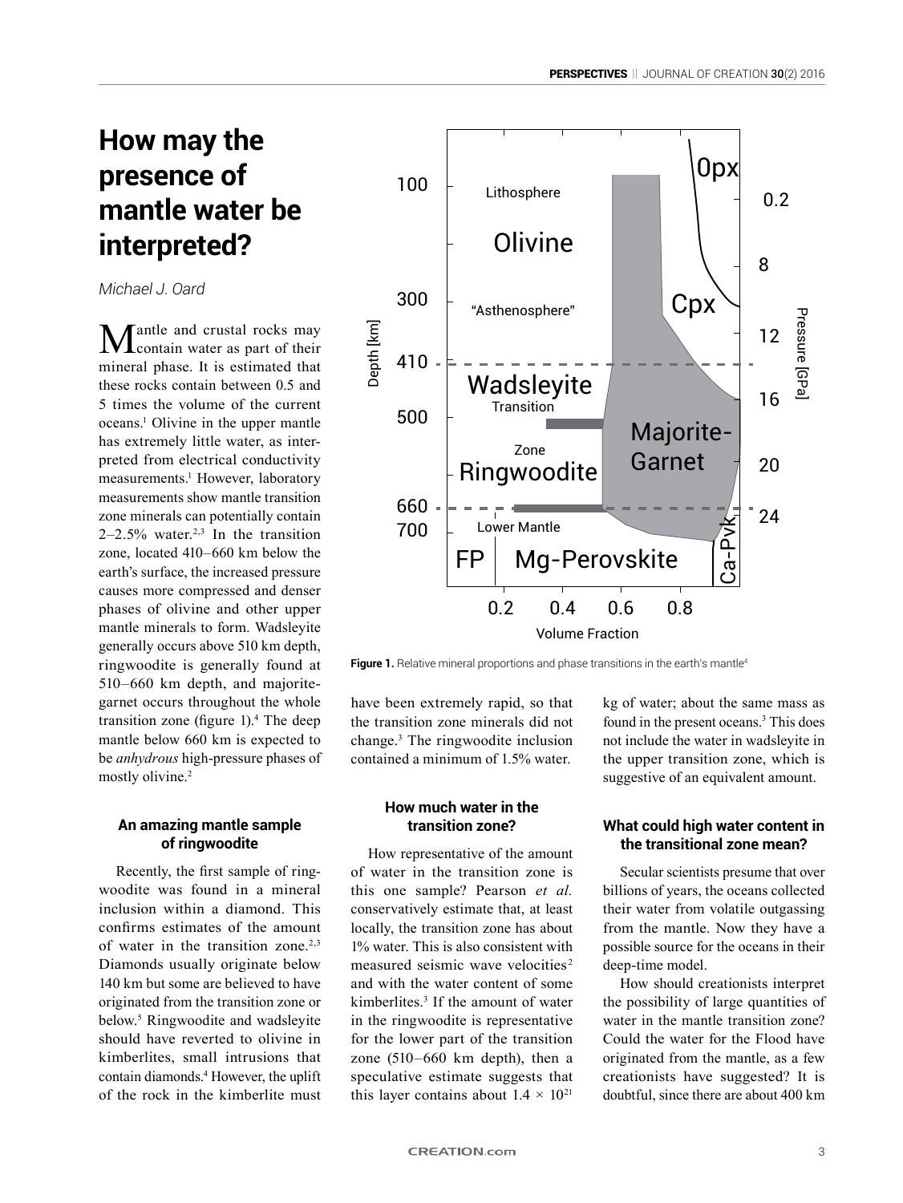# How may the presence of mantle water be interpreted?

*Michael J. Oard*

Mantle and crustal rocks may contain water as part of their mineral phase. It is estimated that these rocks contain between 0.5 and 5 times the volume of the current oceans.[1] Olivine in the upper mantle has extremely little water, as interpreted from electrical conductivity measurements.[1] However, laboratory measurements show mantle transition zone minerals can potentially contain 2–2.5% water.[2,3] In the transition zone, located 410–660 km below the earth's surface, the increased pressure causes more compressed and denser phases of olivine and other upper mantle minerals to form. Wadsleyite generally occurs above 510 km depth, ringwoodite is generally found at 510–660 km depth, and majorite-garnet occurs throughout the whole transition zone (figure 1).[4] The deep mantle below 660 km is expected to be *anhydrous* high-pressure phases of mostly olivine.[2]

**Figure 1.** Relative mineral proportions and phase transitions in the earth's mantle[4]

### An amazing mantle sample of ringwoodite

Recently, the first sample of ringwoodite was found in a mineral inclusion within a diamond. This confirms estimates of the amount of water in the transition zone.[2,3] Diamonds usually originate below 140 km but some are believed to have originated from the transition zone or below.[5] Ringwoodite and wadsleyite should have reverted to olivine in kimberlites, small intrusions that contain diamonds.[4] However, the uplift of the rock in the kimberlite must have been extremely rapid, so that the transition zone minerals did not change.[3] The ringwoodite inclusion contained a minimum of 1.5% water.

### How much water in the transition zone?

How representative of the amount of water in the transition zone is this one sample? Pearson *et al.* conservatively estimate that, at least locally, the transition zone has about 1% water. This is also consistent with measured seismic wave velocities[2] and with the water content of some kimberlites.[3] If the amount of water in the ringwoodite is representative for the lower part of the transition zone (510–660 km depth), then a speculative estimate suggests that this layer contains about $1.4 \times 10^{21}$ kg of water; about the same mass as found in the present oceans.[3] This does not include the water in wadsleyite in the upper transition zone, which is suggestive of an equivalent amount.

### What could high water content in the transitional zone mean?

Secular scientists presume that over billions of years, the oceans collected their water from volatile outgassing from the mantle. Now they have a possible source for the oceans in their deep-time model.

How should creationists interpret the possibility of large quantities of water in the mantle transition zone? Could the water for the Flood have originated from the mantle, as a few creationists have suggested? It is doubtful, since there are about 400 km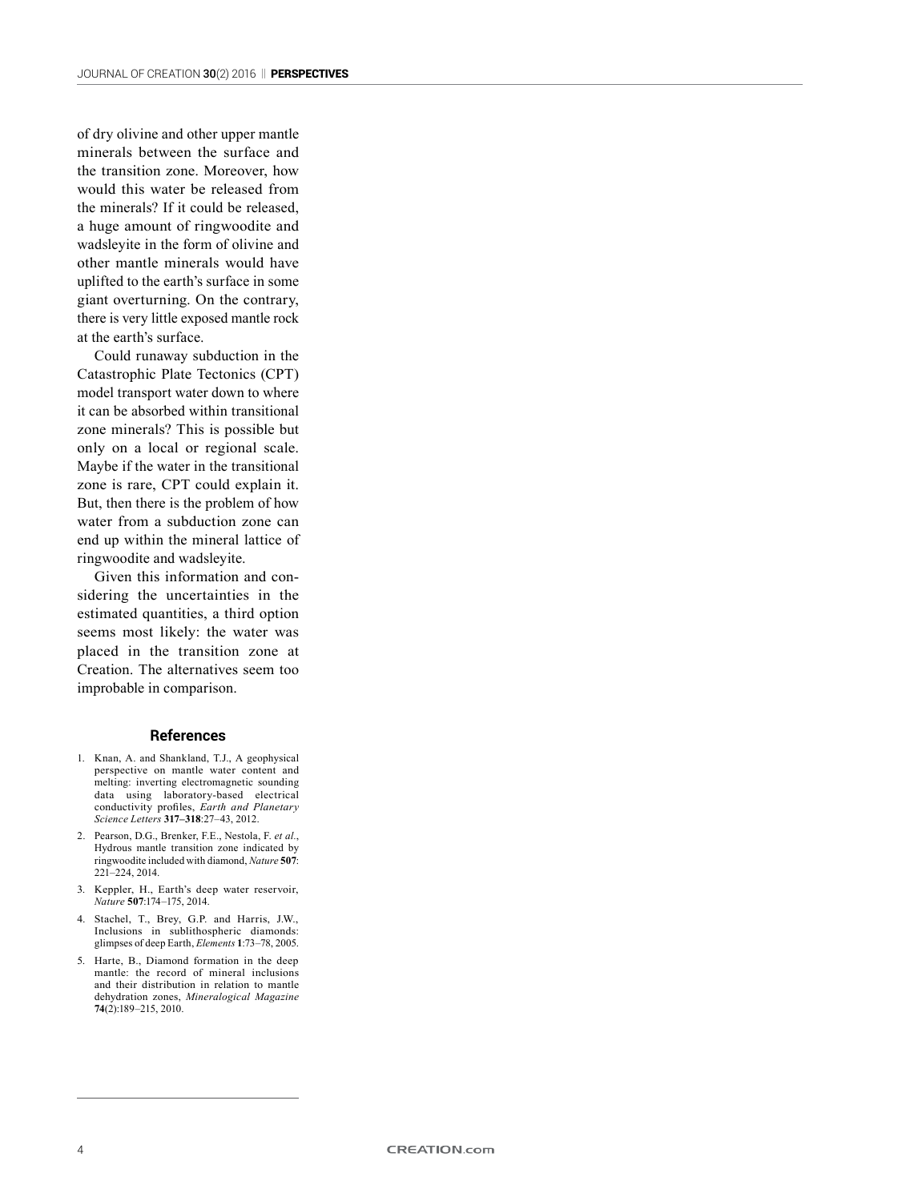of dry olivine and other upper mantle minerals between the surface and the transition zone. Moreover, how would this water be released from the minerals? If it could be released, a huge amount of ringwoodite and wadsleyite in the form of olivine and other mantle minerals would have uplifted to the earth's surface in some giant overturning. On the contrary, there is very little exposed mantle rock at the earth's surface.

Could runaway subduction in the Catastrophic Plate Tectonics (CPT) model transport water down to where it can be absorbed within transitional zone minerals? This is possible but only on a local or regional scale. Maybe if the water in the transitional zone is rare, CPT could explain it. But, then there is the problem of how water from a subduction zone can end up within the mineral lattice of ringwoodite and wadsleyite.

Given this information and considering the uncertainties in the estimated quantities, a third option seems most likely: the water was placed in the transition zone at Creation. The alternatives seem too improbable in comparison.

## References

1. Knan, A. and Shankland, T.J., A geophysical perspective on mantle water content and melting: inverting electromagnetic sounding data using laboratory-based electrical conductivity profiles, *Earth and Planetary Science Letters* **317–318**:27–43, 2012.
2. Pearson, D.G., Brenker, F.E., Nestola, F. *et al*., Hydrous mantle transition zone indicated by ringwoodite included with diamond, *Nature* **507**: 221–224, 2014.
3. Keppler, H., Earth's deep water reservoir, *Nature* **507**:174–175, 2014.
4. Stachel, T., Brey, G.P. and Harris, J.W., Inclusions in sublithospheric diamonds: glimpses of deep Earth, *Elements* **1**:73–78, 2005.
5. Harte, B., Diamond formation in the deep mantle: the record of mineral inclusions and their distribution in relation to mantle dehydration zones, *Mineralogical Magazine* **74**(2):189–215, 2010.